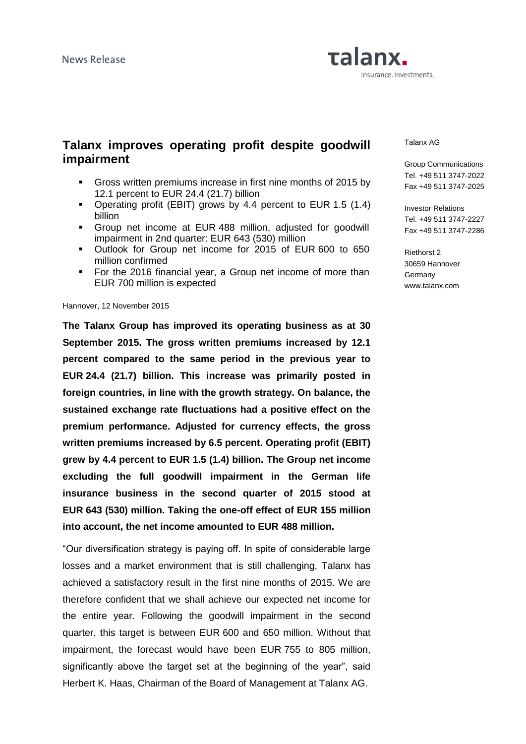News Release

talanx.
Insurance. Investments.

Talanx AG

Group Communications
Tel. +49 511 3747-2022
Fax +49 511 3747-2025

Investor Relations
Tel. +49 511 3747-2227
Fax +49 511 3747-2286

Riethorst 2
30659 Hannover
Germany
www.talanx.com

# Talanx improves operating profit despite goodwill impairment

- Gross written premiums increase in first nine months of 2015 by 12.1 percent to EUR 24.4 (21.7) billion
- Operating profit (EBIT) grows by 4.4 percent to EUR 1.5 (1.4) billion
- Group net income at EUR 488 million, adjusted for goodwill impairment in 2nd quarter: EUR 643 (530) million
- Outlook for Group net income for 2015 of EUR 600 to 650 million confirmed
- For the 2016 financial year, a Group net income of more than EUR 700 million is expected

Hannover, 12 November 2015

**The Talanx Group has improved its operating business as at 30 September 2015. The gross written premiums increased by 12.1 percent compared to the same period in the previous year to EUR 24.4 (21.7) billion. This increase was primarily posted in foreign countries, in line with the growth strategy. On balance, the sustained exchange rate fluctuations had a positive effect on the premium performance. Adjusted for currency effects, the gross written premiums increased by 6.5 percent. Operating profit (EBIT) grew by 4.4 percent to EUR 1.5 (1.4) billion. The Group net income excluding the full goodwill impairment in the German life insurance business in the second quarter of 2015 stood at EUR 643 (530) million. Taking the one-off effect of EUR 155 million into account, the net income amounted to EUR 488 million.**

“Our diversification strategy is paying off. In spite of considerable large losses and a market environment that is still challenging, Talanx has achieved a satisfactory result in the first nine months of 2015. We are therefore confident that we shall achieve our expected net income for the entire year. Following the goodwill impairment in the second quarter, this target is between EUR 600 and 650 million. Without that impairment, the forecast would have been EUR 755 to 805 million, significantly above the target set at the beginning of the year”, said Herbert K. Haas, Chairman of the Board of Management at Talanx AG.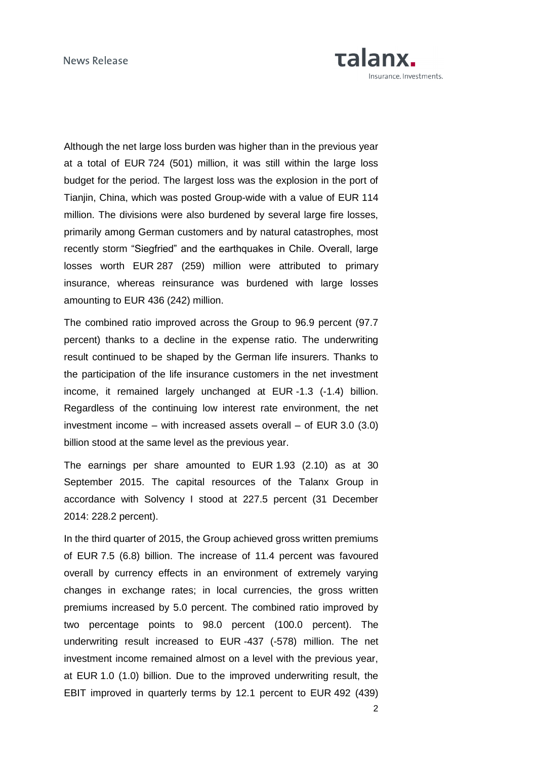Although the net large loss burden was higher than in the previous year at a total of EUR 724 (501) million, it was still within the large loss budget for the period. The largest loss was the explosion in the port of Tianjin, China, which was posted Group-wide with a value of EUR 114 million. The divisions were also burdened by several large fire losses, primarily among German customers and by natural catastrophes, most recently storm "Siegfried" and the earthquakes in Chile. Overall, large losses worth EUR 287 (259) million were attributed to primary insurance, whereas reinsurance was burdened with large losses amounting to EUR 436 (242) million.

The combined ratio improved across the Group to 96.9 percent (97.7 percent) thanks to a decline in the expense ratio. The underwriting result continued to be shaped by the German life insurers. Thanks to the participation of the life insurance customers in the net investment income, it remained largely unchanged at EUR -1.3 (-1.4) billion. Regardless of the continuing low interest rate environment, the net investment income – with increased assets overall – of EUR 3.0 (3.0) billion stood at the same level as the previous year.

The earnings per share amounted to EUR 1.93 (2.10) as at 30 September 2015. The capital resources of the Talanx Group in accordance with Solvency I stood at 227.5 percent (31 December 2014: 228.2 percent).

In the third quarter of 2015, the Group achieved gross written premiums of EUR 7.5 (6.8) billion. The increase of 11.4 percent was favoured overall by currency effects in an environment of extremely varying changes in exchange rates; in local currencies, the gross written premiums increased by 5.0 percent. The combined ratio improved by two percentage points to 98.0 percent (100.0 percent). The underwriting result increased to EUR -437 (-578) million. The net investment income remained almost on a level with the previous year, at EUR 1.0 (1.0) billion. Due to the improved underwriting result, the EBIT improved in quarterly terms by 12.1 percent to EUR 492 (439)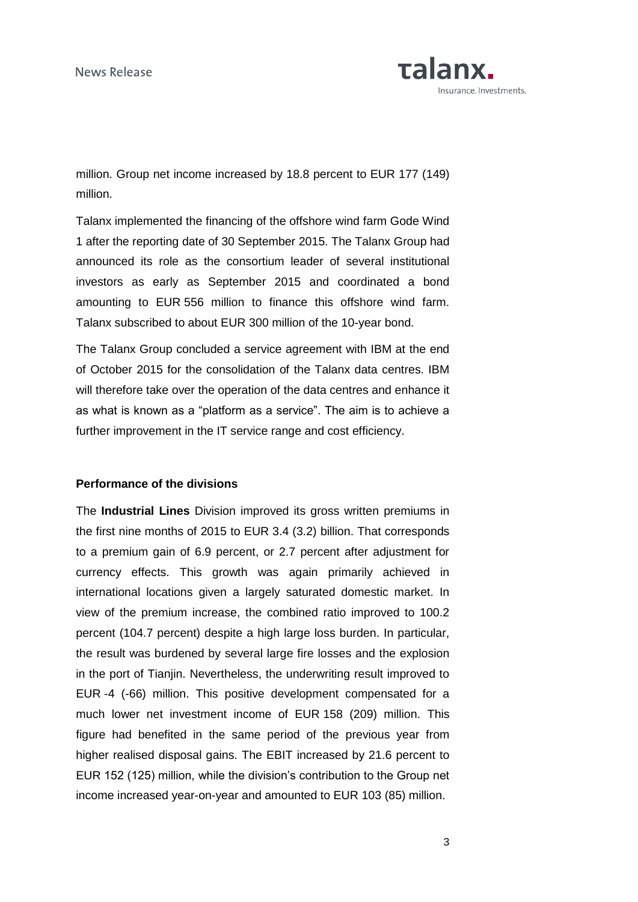million. Group net income increased by 18.8 percent to EUR 177 (149) million.

Talanx implemented the financing of the offshore wind farm Gode Wind 1 after the reporting date of 30 September 2015. The Talanx Group had announced its role as the consortium leader of several institutional investors as early as September 2015 and coordinated a bond amounting to EUR 556 million to finance this offshore wind farm. Talanx subscribed to about EUR 300 million of the 10-year bond.

The Talanx Group concluded a service agreement with IBM at the end of October 2015 for the consolidation of the Talanx data centres. IBM will therefore take over the operation of the data centres and enhance it as what is known as a "platform as a service". The aim is to achieve a further improvement in the IT service range and cost efficiency.

**Performance of the divisions**

The **Industrial Lines** Division improved its gross written premiums in the first nine months of 2015 to EUR 3.4 (3.2) billion. That corresponds to a premium gain of 6.9 percent, or 2.7 percent after adjustment for currency effects. This growth was again primarily achieved in international locations given a largely saturated domestic market. In view of the premium increase, the combined ratio improved to 100.2 percent (104.7 percent) despite a high large loss burden. In particular, the result was burdened by several large fire losses and the explosion in the port of Tianjin. Nevertheless, the underwriting result improved to EUR -4 (-66) million. This positive development compensated for a much lower net investment income of EUR 158 (209) million. This figure had benefited in the same period of the previous year from higher realised disposal gains. The EBIT increased by 21.6 percent to EUR 152 (125) million, while the division's contribution to the Group net income increased year-on-year and amounted to EUR 103 (85) million.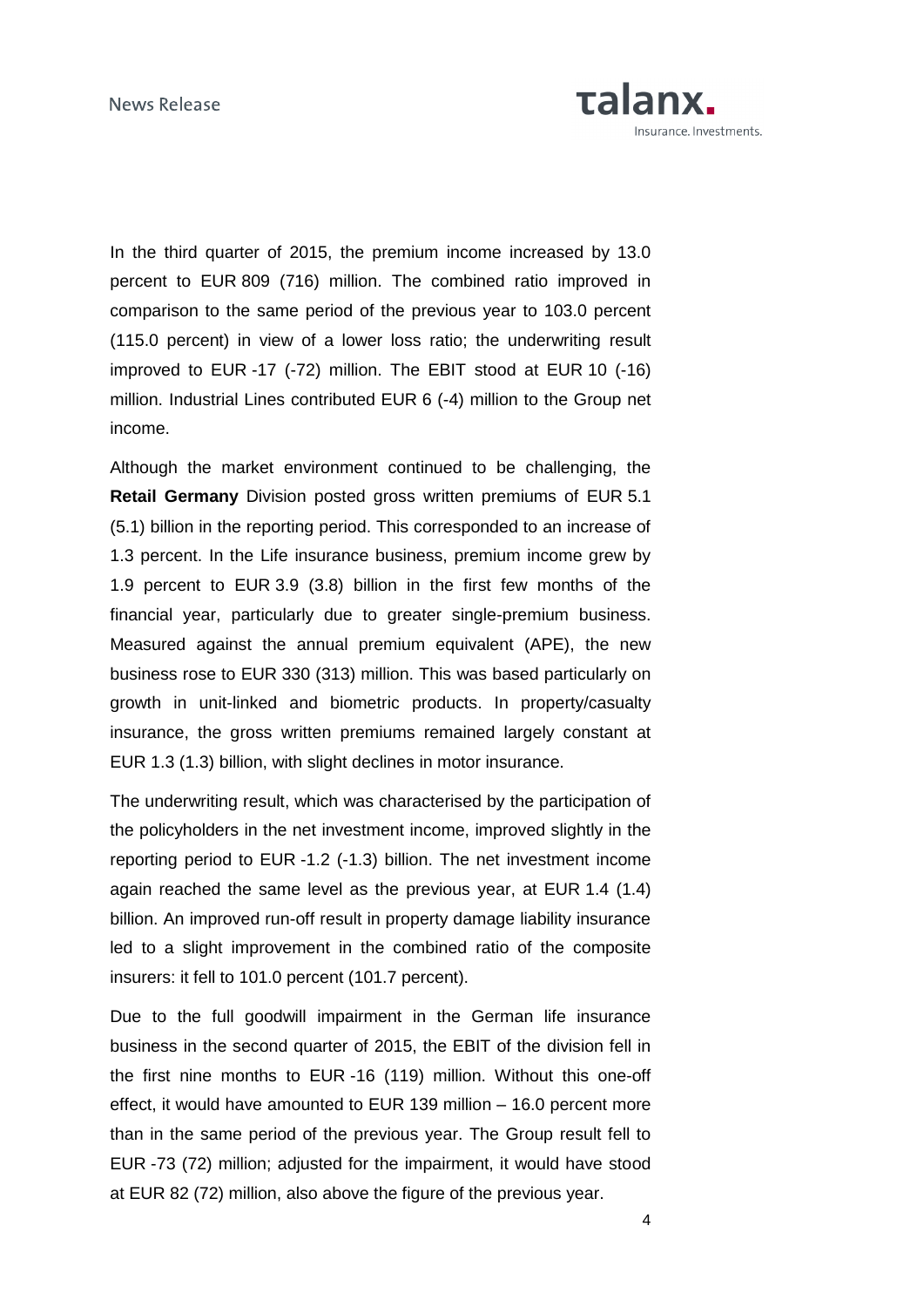In the third quarter of 2015, the premium income increased by 13.0 percent to EUR 809 (716) million. The combined ratio improved in comparison to the same period of the previous year to 103.0 percent (115.0 percent) in view of a lower loss ratio; the underwriting result improved to EUR -17 (-72) million. The EBIT stood at EUR 10 (-16) million. Industrial Lines contributed EUR 6 (-4) million to the Group net income.

Although the market environment continued to be challenging, the **Retail Germany** Division posted gross written premiums of EUR 5.1 (5.1) billion in the reporting period. This corresponded to an increase of 1.3 percent. In the Life insurance business, premium income grew by 1.9 percent to EUR 3.9 (3.8) billion in the first few months of the financial year, particularly due to greater single-premium business. Measured against the annual premium equivalent (APE), the new business rose to EUR 330 (313) million. This was based particularly on growth in unit-linked and biometric products. In property/casualty insurance, the gross written premiums remained largely constant at EUR 1.3 (1.3) billion, with slight declines in motor insurance.

The underwriting result, which was characterised by the participation of the policyholders in the net investment income, improved slightly in the reporting period to EUR -1.2 (-1.3) billion. The net investment income again reached the same level as the previous year, at EUR 1.4 (1.4) billion. An improved run-off result in property damage liability insurance led to a slight improvement in the combined ratio of the composite insurers: it fell to 101.0 percent (101.7 percent).

Due to the full goodwill impairment in the German life insurance business in the second quarter of 2015, the EBIT of the division fell in the first nine months to EUR -16 (119) million. Without this one-off effect, it would have amounted to EUR 139 million – 16.0 percent more than in the same period of the previous year. The Group result fell to EUR -73 (72) million; adjusted for the impairment, it would have stood at EUR 82 (72) million, also above the figure of the previous year.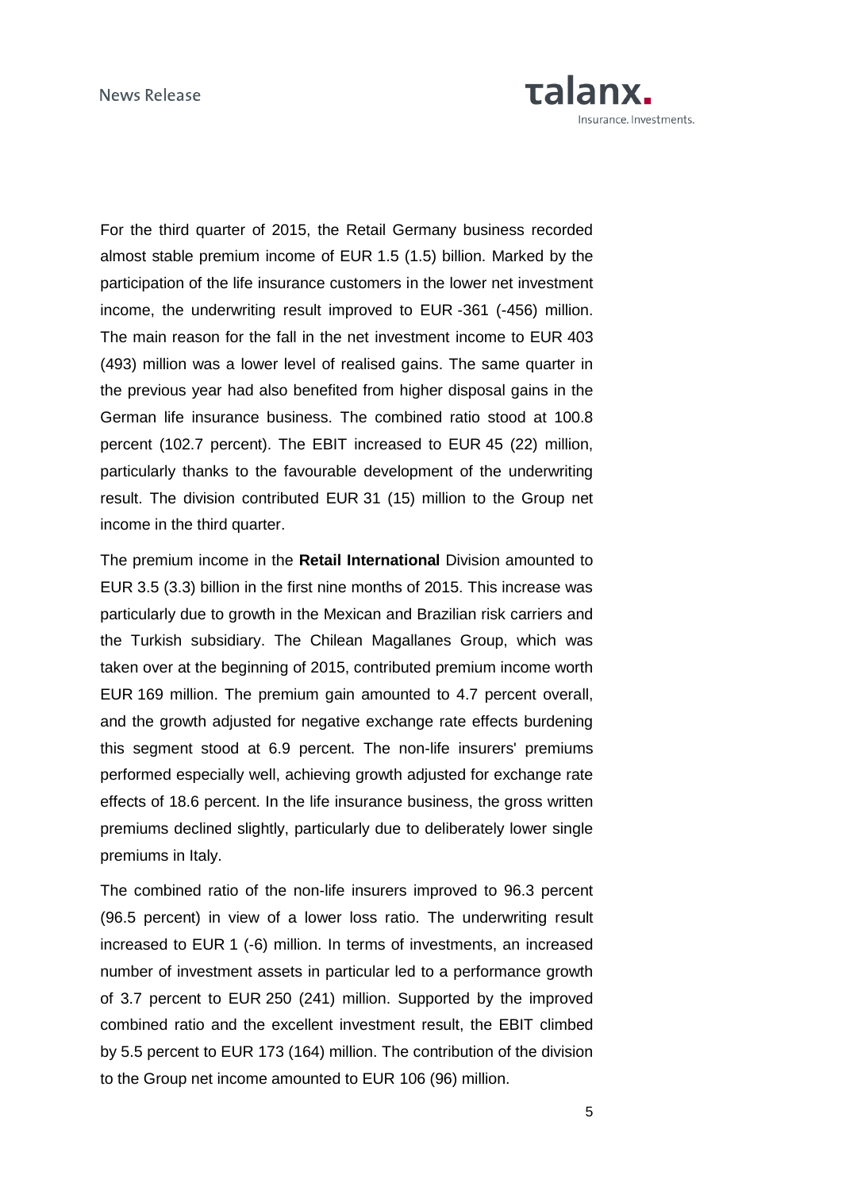For the third quarter of 2015, the Retail Germany business recorded almost stable premium income of EUR 1.5 (1.5) billion. Marked by the participation of the life insurance customers in the lower net investment income, the underwriting result improved to EUR -361 (-456) million. The main reason for the fall in the net investment income to EUR 403 (493) million was a lower level of realised gains. The same quarter in the previous year had also benefited from higher disposal gains in the German life insurance business. The combined ratio stood at 100.8 percent (102.7 percent). The EBIT increased to EUR 45 (22) million, particularly thanks to the favourable development of the underwriting result. The division contributed EUR 31 (15) million to the Group net income in the third quarter.

The premium income in the **Retail International** Division amounted to EUR 3.5 (3.3) billion in the first nine months of 2015. This increase was particularly due to growth in the Mexican and Brazilian risk carriers and the Turkish subsidiary. The Chilean Magallanes Group, which was taken over at the beginning of 2015, contributed premium income worth EUR 169 million. The premium gain amounted to 4.7 percent overall, and the growth adjusted for negative exchange rate effects burdening this segment stood at 6.9 percent. The non-life insurers' premiums performed especially well, achieving growth adjusted for exchange rate effects of 18.6 percent. In the life insurance business, the gross written premiums declined slightly, particularly due to deliberately lower single premiums in Italy.

The combined ratio of the non-life insurers improved to 96.3 percent (96.5 percent) in view of a lower loss ratio. The underwriting result increased to EUR 1 (-6) million. In terms of investments, an increased number of investment assets in particular led to a performance growth of 3.7 percent to EUR 250 (241) million. Supported by the improved combined ratio and the excellent investment result, the EBIT climbed by 5.5 percent to EUR 173 (164) million. The contribution of the division to the Group net income amounted to EUR 106 (96) million.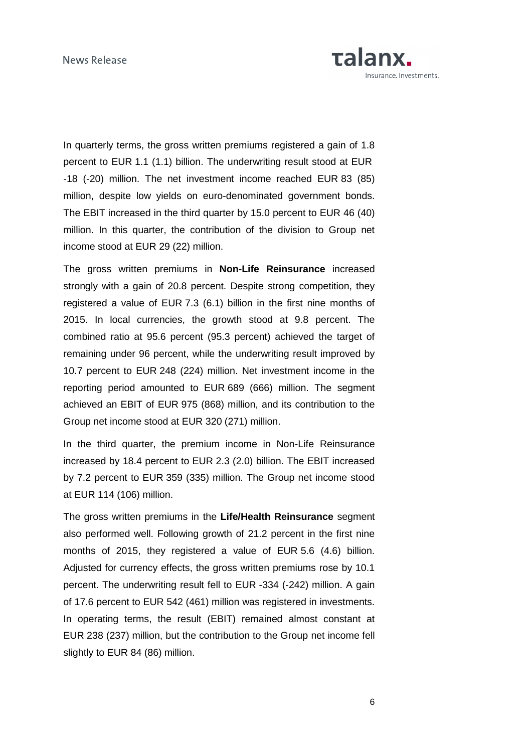In quarterly terms, the gross written premiums registered a gain of 1.8 percent to EUR 1.1 (1.1) billion. The underwriting result stood at EUR -18 (-20) million. The net investment income reached EUR 83 (85) million, despite low yields on euro-denominated government bonds. The EBIT increased in the third quarter by 15.0 percent to EUR 46 (40) million. In this quarter, the contribution of the division to Group net income stood at EUR 29 (22) million.

The gross written premiums in **Non-Life Reinsurance** increased strongly with a gain of 20.8 percent. Despite strong competition, they registered a value of EUR 7.3 (6.1) billion in the first nine months of 2015. In local currencies, the growth stood at 9.8 percent. The combined ratio at 95.6 percent (95.3 percent) achieved the target of remaining under 96 percent, while the underwriting result improved by 10.7 percent to EUR 248 (224) million. Net investment income in the reporting period amounted to EUR 689 (666) million. The segment achieved an EBIT of EUR 975 (868) million, and its contribution to the Group net income stood at EUR 320 (271) million.

In the third quarter, the premium income in Non-Life Reinsurance increased by 18.4 percent to EUR 2.3 (2.0) billion. The EBIT increased by 7.2 percent to EUR 359 (335) million. The Group net income stood at EUR 114 (106) million.

The gross written premiums in the **Life/Health Reinsurance** segment also performed well. Following growth of 21.2 percent in the first nine months of 2015, they registered a value of EUR 5.6 (4.6) billion. Adjusted for currency effects, the gross written premiums rose by 10.1 percent. The underwriting result fell to EUR -334 (-242) million. A gain of 17.6 percent to EUR 542 (461) million was registered in investments. In operating terms, the result (EBIT) remained almost constant at EUR 238 (237) million, but the contribution to the Group net income fell slightly to EUR 84 (86) million.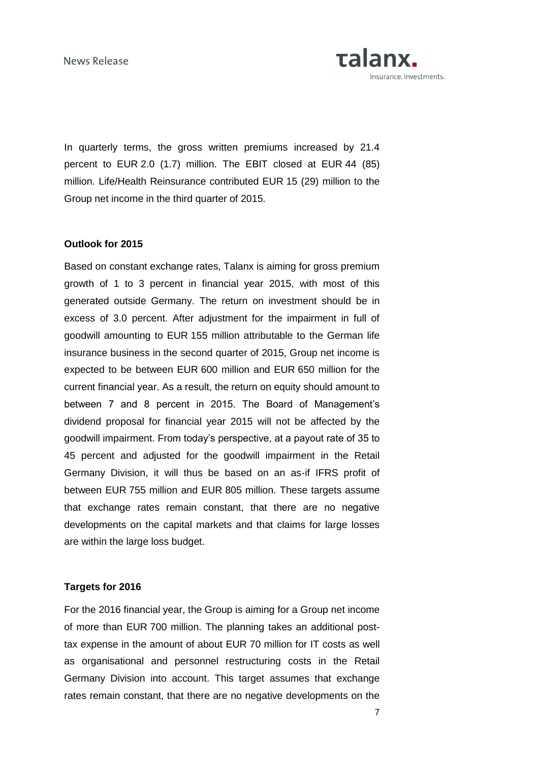In quarterly terms, the gross written premiums increased by 21.4 percent to EUR 2.0 (1.7) million. The EBIT closed at EUR 44 (85) million. Life/Health Reinsurance contributed EUR 15 (29) million to the Group net income in the third quarter of 2015.

**Outlook for 2015**

Based on constant exchange rates, Talanx is aiming for gross premium growth of 1 to 3 percent in financial year 2015, with most of this generated outside Germany. The return on investment should be in excess of 3.0 percent. After adjustment for the impairment in full of goodwill amounting to EUR 155 million attributable to the German life insurance business in the second quarter of 2015, Group net income is expected to be between EUR 600 million and EUR 650 million for the current financial year. As a result, the return on equity should amount to between 7 and 8 percent in 2015. The Board of Management's dividend proposal for financial year 2015 will not be affected by the goodwill impairment. From today's perspective, at a payout rate of 35 to 45 percent and adjusted for the goodwill impairment in the Retail Germany Division, it will thus be based on an as-if IFRS profit of between EUR 755 million and EUR 805 million. These targets assume that exchange rates remain constant, that there are no negative developments on the capital markets and that claims for large losses are within the large loss budget.

**Targets for 2016**

For the 2016 financial year, the Group is aiming for a Group net income of more than EUR 700 million. The planning takes an additional post-tax expense in the amount of about EUR 70 million for IT costs as well as organisational and personnel restructuring costs in the Retail Germany Division into account. This target assumes that exchange rates remain constant, that there are no negative developments on the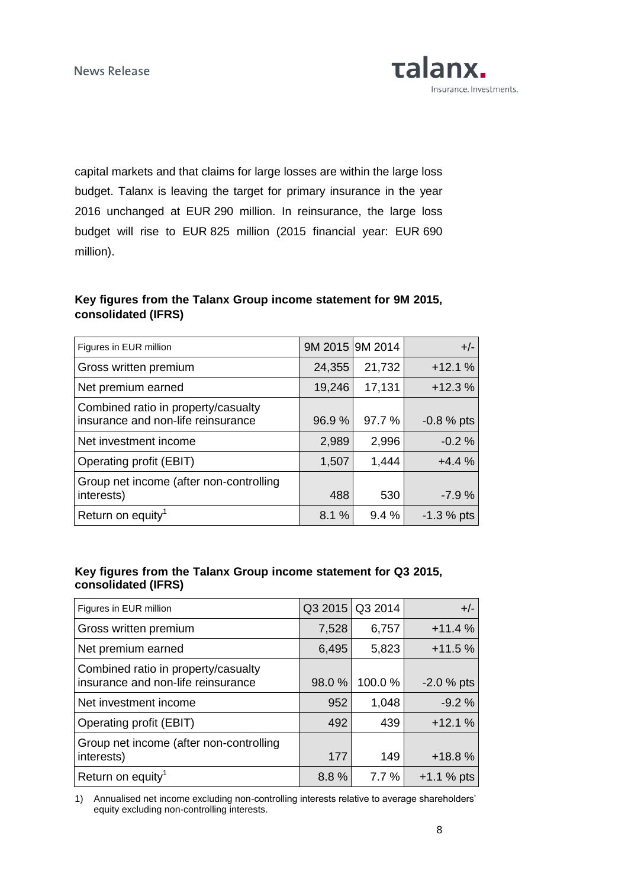capital markets and that claims for large losses are within the large loss budget. Talanx is leaving the target for primary insurance in the year 2016 unchanged at EUR 290 million. In reinsurance, the large loss budget will rise to EUR 825 million (2015 financial year: EUR 690 million).

**Key figures from the Talanx Group income statement for 9M 2015, consolidated (IFRS)**

| Figures in EUR million | 9M 2015 | 9M 2014 | +/- |
|---|---|---|---|
| Gross written premium | 24,355 | 21,732 | +12.1 % |
| Net premium earned | 19,246 | 17,131 | +12.3 % |
| Combined ratio in property/casualty insurance and non-life reinsurance | 96.9 % | 97.7 % | -0.8 % pts |
| Net investment income | 2,989 | 2,996 | -0.2 % |
| Operating profit (EBIT) | 1,507 | 1,444 | +4.4 % |
| Group net income (after non-controlling interests) | 488 | 530 | -7.9 % |
| Return on equity[1] | 8.1 % | 9.4 % | -1.3 % pts |

**Key figures from the Talanx Group income statement for Q3 2015, consolidated (IFRS)**

| Figures in EUR million | Q3 2015 | Q3 2014 | +/- |
|---|---|---|---|
| Gross written premium | 7,528 | 6,757 | +11.4 % |
| Net premium earned | 6,495 | 5,823 | +11.5 % |
| Combined ratio in property/casualty insurance and non-life reinsurance | 98.0 % | 100.0 % | -2.0 % pts |
| Net investment income | 952 | 1,048 | -9.2 % |
| Operating profit (EBIT) | 492 | 439 | +12.1 % |
| Group net income (after non-controlling interests) | 177 | 149 | +18.8 % |
| Return on equity[1] | 8.8 % | 7.7 % | +1.1 % pts |

1) Annualised net income excluding non-controlling interests relative to average shareholders' equity excluding non-controlling interests.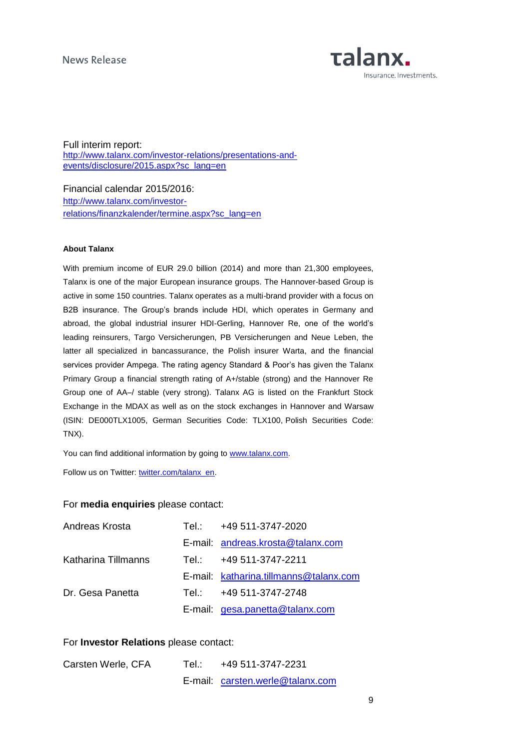Full interim report:
[http://www.talanx.com/investor-relations/presentations-and-events/disclosure/2015.aspx?sc_lang=en](http://www.talanx.com/investor-relations/presentations-and-events/disclosure/2015.aspx?sc_lang=en)

Financial calendar 2015/2016:
[http://www.talanx.com/investor-relations/finanzkalender/termine.aspx?sc_lang=en](http://www.talanx.com/investor-relations/finanzkalender/termine.aspx?sc_lang=en)

**About Talanx**

With premium income of EUR 29.0 billion (2014) and more than 21,300 employees, Talanx is one of the major European insurance groups. The Hannover-based Group is active in some 150 countries. Talanx operates as a multi-brand provider with a focus on B2B insurance. The Group's brands include HDI, which operates in Germany and abroad, the global industrial insurer HDI-Gerling, Hannover Re, one of the world's leading reinsurers, Targo Versicherungen, PB Versicherungen and Neue Leben, the latter all specialized in bancassurance, the Polish insurer Warta, and the financial services provider Ampega. The rating agency Standard & Poor's has given the Talanx Primary Group a financial strength rating of A+/stable (strong) and the Hannover Re Group one of AA–/ stable (very strong). Talanx AG is listed on the Frankfurt Stock Exchange in the MDAX as well as on the stock exchanges in Hannover and Warsaw (ISIN: DE000TLX1005, German Securities Code: TLX100, Polish Securities Code: TNX).

You can find additional information by going to [www.talanx.com](http://www.talanx.com).

Follow us on Twitter: [twitter.com/talanx_en](https://twitter.com/talanx_en).

For **media enquiries** please contact:

| | | |
|---|---|---|
| Andreas Krosta | Tel.: | +49 511-3747-2020 |
| | E-mail: | andreas.krosta@talanx.com |
| Katharina Tillmanns | Tel.: | +49 511-3747-2211 |
| | E-mail: | katharina.tillmanns@talanx.com |
| Dr. Gesa Panetta | Tel.: | +49 511-3747-2748 |
| | E-mail: | gesa.panetta@talanx.com |

For **Investor Relations** please contact:

| | | |
|---|---|---|
| Carsten Werle, CFA | Tel.: | +49 511-3747-2231 |
| | E-mail: | carsten.werle@talanx.com |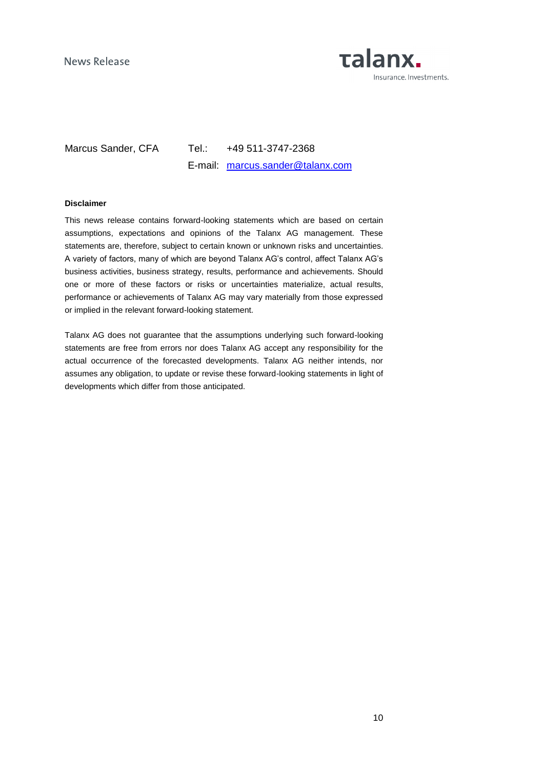Marcus Sander, CFA | Tel.: +49 511-3747-2368
E-mail: marcus.sander@talanx.com

**Disclaimer**

This news release contains forward-looking statements which are based on certain assumptions, expectations and opinions of the Talanx AG management. These statements are, therefore, subject to certain known or unknown risks and uncertainties. A variety of factors, many of which are beyond Talanx AG's control, affect Talanx AG's business activities, business strategy, results, performance and achievements. Should one or more of these factors or risks or uncertainties materialize, actual results, performance or achievements of Talanx AG may vary materially from those expressed or implied in the relevant forward-looking statement.

Talanx AG does not guarantee that the assumptions underlying such forward-looking statements are free from errors nor does Talanx AG accept any responsibility for the actual occurrence of the forecasted developments. Talanx AG neither intends, nor assumes any obligation, to update or revise these forward-looking statements in light of developments which differ from those anticipated.